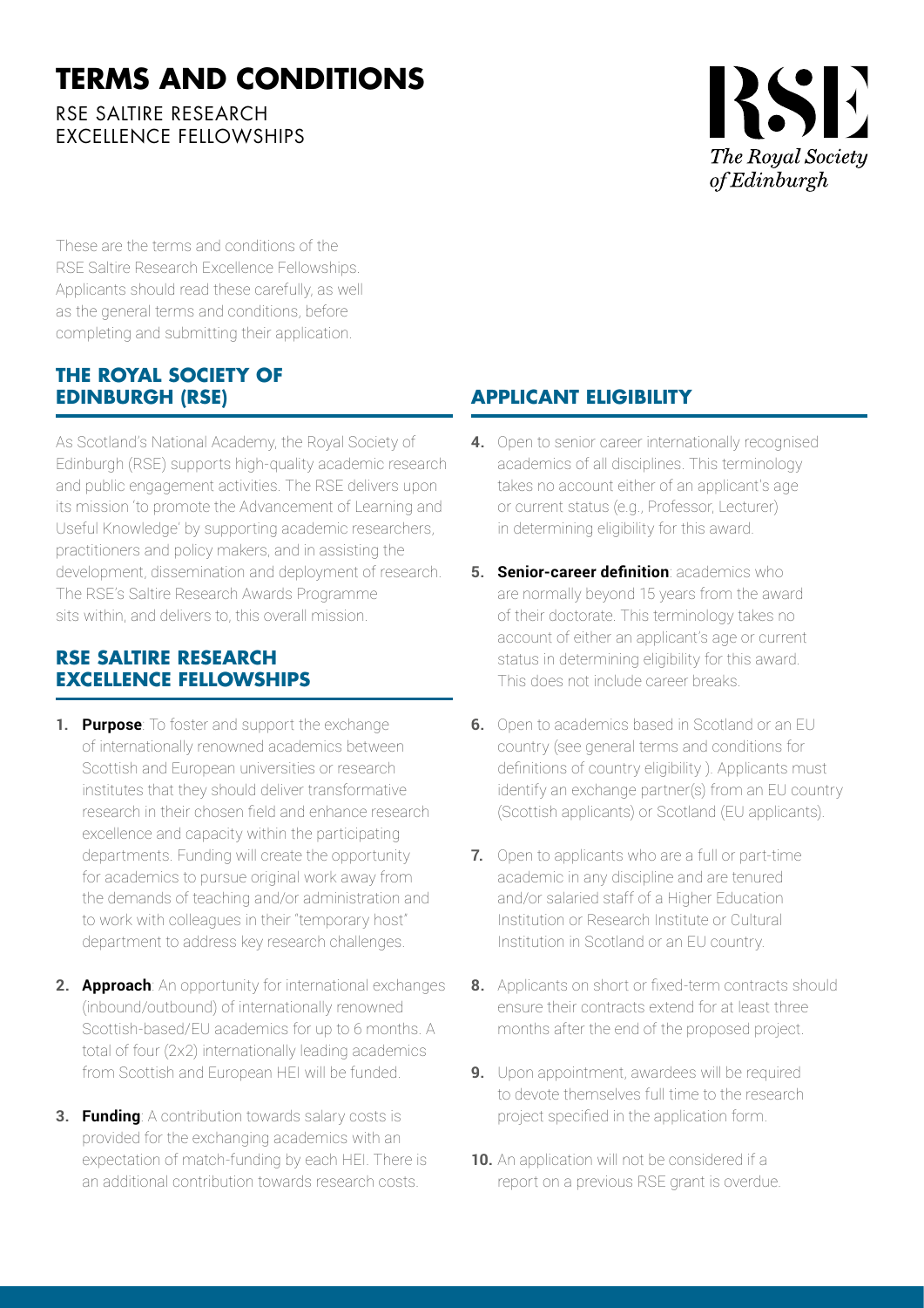# TERMS AND CONDITIONS

RSE SALTIRE RESEARCH EXCELLENCE FELLOWSHIPS

These are the terms and conditions of the RSE Saltire Research Excellence Fellowships. Applicants should read these carefully, as well as the general terms and conditions, before completing and submitting their application.

## THE ROYAL SOCIETY OF EDINBURGH (RSE)

As Scotland's National Academy, the Royal Society of Edinburgh (RSE) supports high-quality academic research and public engagement activities. The RSE delivers upon its mission 'to promote the Advancement of Learning and Useful Knowledge' by supporting academic researchers, practitioners and policy makers, and in assisting the development, dissemination and deployment of research. The RSE's Saltire Research Awards Programme sits within, and delivers to, this overall mission.

## RSE SALTIRE RESEARCH EXCELLENCE FELLOWSHIPS

1. **Purpose**: To foster and support the exchange of internationally renowned academics between Scottish and European universities or research institutes that they should deliver transformative research in their chosen field and enhance research excellence and capacity within the participating departments. Funding will create the opportunity for academics to pursue original work away from the demands of teaching and/or administration and to work with colleagues in their "temporary host" department to address key research challenges.

2. **Approach**: An opportunity for international exchanges (inbound/outbound) of internationally renowned Scottish-based/EU academics for up to 6 months. A total of four (2x2) internationally leading academics from Scottish and European HEI will be funded.

3. **Funding**: A contribution towards salary costs is provided for the exchanging academics with an expectation of match-funding by each HEI. There is an additional contribution towards research costs.

## APPLICANT ELIGIBILITY

4. Open to senior career internationally recognised academics of all disciplines. This terminology takes no account either of an applicant's age or current status (e.g., Professor, Lecturer) in determining eligibility for this award.

5. **Senior-career definition**: academics who are normally beyond 15 years from the award of their doctorate. This terminology takes no account of either an applicant's age or current status in determining eligibility for this award. This does not include career breaks.

6. Open to academics based in Scotland or an EU country (see general terms and conditions for definitions of country eligibility ). Applicants must identify an exchange partner(s) from an EU country (Scottish applicants) or Scotland (EU applicants).

7. Open to applicants who are a full or part-time academic in any discipline and are tenured and/or salaried staff of a Higher Education Institution or Research Institute or Cultural Institution in Scotland or an EU country.

8. Applicants on short or fixed-term contracts should ensure their contracts extend for at least three months after the end of the proposed project.

9. Upon appointment, awardees will be required to devote themselves full time to the research project specified in the application form.

10. An application will not be considered if a report on a previous RSE grant is overdue.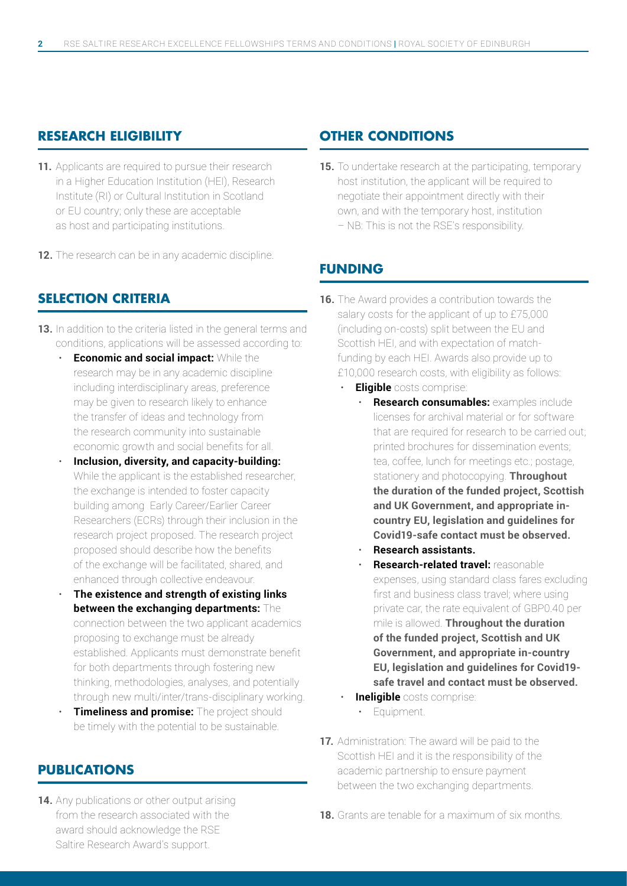## RESEARCH ELIGIBILITY

**11.** Applicants are required to pursue their research in a Higher Education Institution (HEI), Research Institute (RI) or Cultural Institution in Scotland or EU country; only these are acceptable as host and participating institutions.

**12.** The research can be in any academic discipline.

## SELECTION CRITERIA

**13.** In addition to the criteria listed in the general terms and conditions, applications will be assessed according to:

- **Economic and social impact:** While the research may be in any academic discipline including interdisciplinary areas, preference may be given to research likely to enhance the transfer of ideas and technology from the research community into sustainable economic growth and social benefits for all.
- **Inclusion, diversity, and capacity-building:** While the applicant is the established researcher, the exchange is intended to foster capacity building among Early Career/Earlier Career Researchers (ECRs) through their inclusion in the research project proposed. The research project proposed should describe how the benefits of the exchange will be facilitated, shared, and enhanced through collective endeavour.
- **The existence and strength of existing links between the exchanging departments:** The connection between the two applicant academics proposing to exchange must be already established. Applicants must demonstrate benefit for both departments through fostering new thinking, methodologies, analyses, and potentially through new multi/inter/trans-disciplinary working.
- **Timeliness and promise:** The project should be timely with the potential to be sustainable.

## PUBLICATIONS

**14.** Any publications or other output arising from the research associated with the award should acknowledge the RSE Saltire Research Award's support.

## OTHER CONDITIONS

**15.** To undertake research at the participating, temporary host institution, the applicant will be required to negotiate their appointment directly with their own, and with the temporary host, institution – NB: This is not the RSE's responsibility.

## FUNDING

**16.** The Award provides a contribution towards the salary costs for the applicant of up to £75,000 (including on-costs) split between the EU and Scottish HEI, and with expectation of match-funding by each HEI. Awards also provide up to £10,000 research costs, with eligibility as follows:

- **Eligible** costs comprise:
  - **Research consumables:** examples include licenses for archival material or for software that are required for research to be carried out; printed brochures for dissemination events; tea, coffee, lunch for meetings etc.; postage, stationery and photocopying. **Throughout the duration of the funded project, Scottish and UK Government, and appropriate in-country EU, legislation and guidelines for Covid19-safe contact must be observed.**
  - **Research assistants.**
  - **Research-related travel:** reasonable expenses, using standard class fares excluding first and business class travel; where using private car, the rate equivalent of GBP0.40 per mile is allowed. **Throughout the duration of the funded project, Scottish and UK Government, and appropriate in-country EU, legislation and guidelines for Covid19-safe travel and contact must be observed.**
- **Ineligible** costs comprise:
  - Equipment.

**17.** Administration: The award will be paid to the Scottish HEI and it is the responsibility of the academic partnership to ensure payment between the two exchanging departments.

**18.** Grants are tenable for a maximum of six months.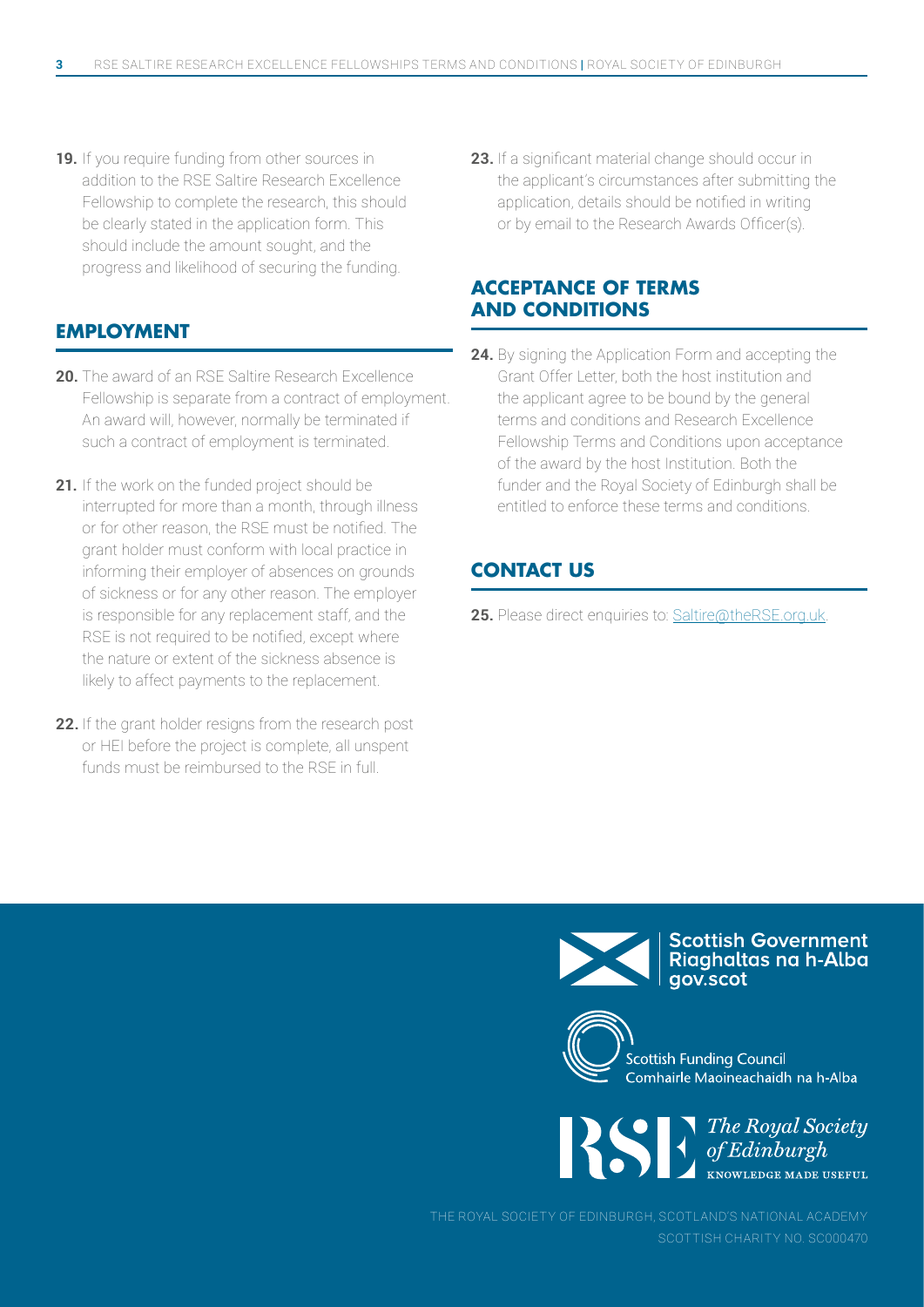19. If you require funding from other sources in addition to the RSE Saltire Research Excellence Fellowship to complete the research, this should be clearly stated in the application form. This should include the amount sought, and the progress and likelihood of securing the funding.

## EMPLOYMENT

20. The award of an RSE Saltire Research Excellence Fellowship is separate from a contract of employment. An award will, however, normally be terminated if such a contract of employment is terminated.

21. If the work on the funded project should be interrupted for more than a month, through illness or for other reason, the RSE must be notified. The grant holder must conform with local practice in informing their employer of absences on grounds of sickness or for any other reason. The employer is responsible for any replacement staff, and the RSE is not required to be notified, except where the nature or extent of the sickness absence is likely to affect payments to the replacement.

22. If the grant holder resigns from the research post or HEI before the project is complete, all unspent funds must be reimbursed to the RSE in full.

23. If a significant material change should occur in the applicant's circumstances after submitting the application, details should be notified in writing or by email to the Research Awards Officer(s).

## ACCEPTANCE OF TERMS AND CONDITIONS

24. By signing the Application Form and accepting the Grant Offer Letter, both the host institution and the applicant agree to be bound by the general terms and conditions and Research Excellence Fellowship Terms and Conditions upon acceptance of the award by the host Institution. Both the funder and the Royal Society of Edinburgh shall be entitled to enforce these terms and conditions.

## CONTACT US

25. Please direct enquiries to: Saltire@theRSE.org.uk.

Scottish Government
Riaghaltas na h-Alba
gov.scot

Scottish Funding Council
Comhairle Maoineachaidh na h-Alba

RSE *The Royal Society of Edinburgh*
KNOWLEDGE MADE USEFUL

THE ROYAL SOCIETY OF EDINBURGH, SCOTLAND'S NATIONAL ACADEMY
SCOTTISH CHARITY NO. SC000470